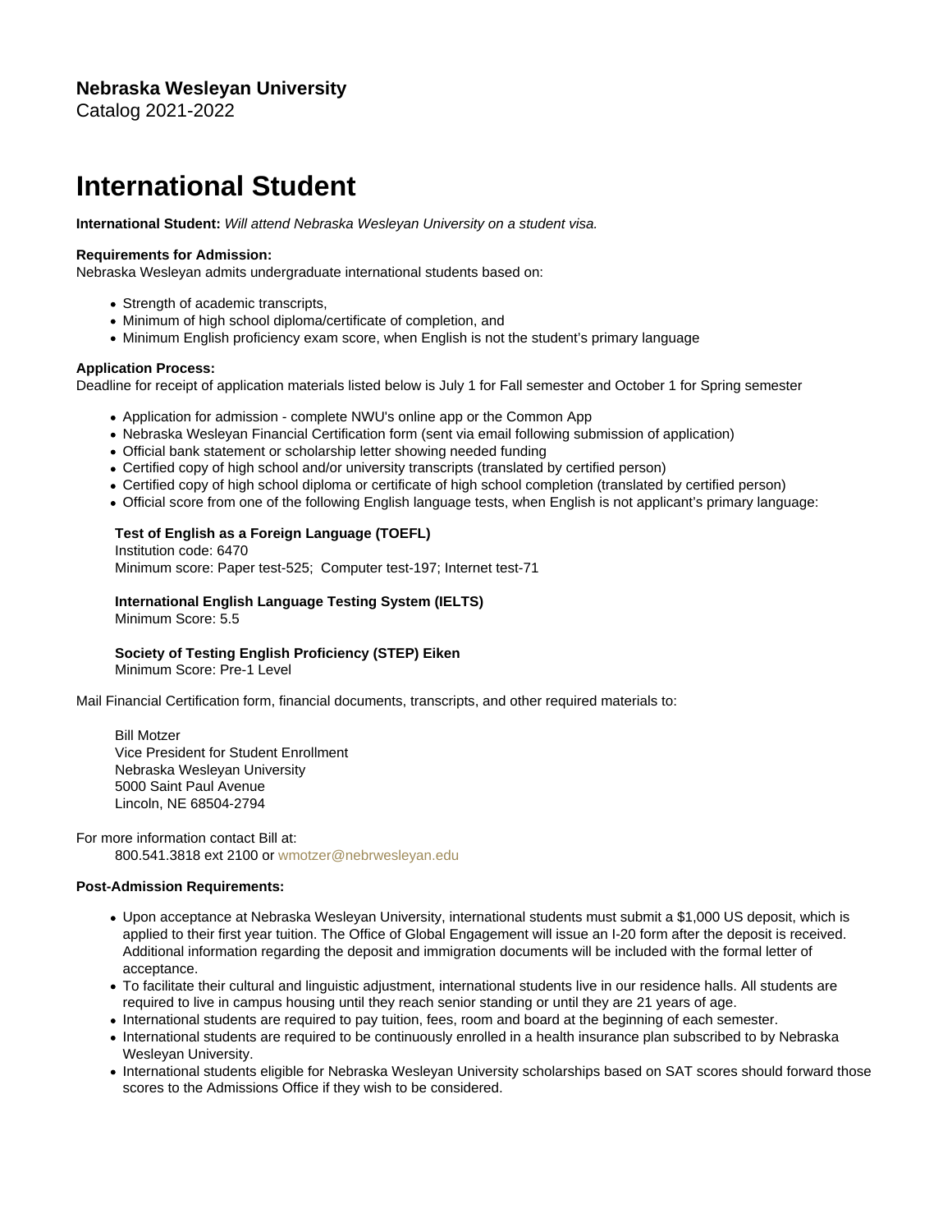**Nebraska Wesleyan University**
Catalog 2021-2022

# International Student

**International Student:** *Will attend Nebraska Wesleyan University on a student visa.*

**Requirements for Admission:**
Nebraska Wesleyan admits undergraduate international students based on:

- Strength of academic transcripts,
- Minimum of high school diploma/certificate of completion, and
- Minimum English proficiency exam score, when English is not the student's primary language

**Application Process:**
Deadline for receipt of application materials listed below is July 1 for Fall semester and October 1 for Spring semester

- Application for admission - complete NWU's online app or the Common App
- Nebraska Wesleyan Financial Certification form (sent via email following submission of application)
- Official bank statement or scholarship letter showing needed funding
- Certified copy of high school and/or university transcripts (translated by certified person)
- Certified copy of high school diploma or certificate of high school completion (translated by certified person)
- Official score from one of the following English language tests, when English is not applicant's primary language:

> **Test of English as a Foreign Language (TOEFL)**
> Institution code: 6470
> Minimum score: Paper test-525; Computer test-197; Internet test-71
>
> **International English Language Testing System (IELTS)**
> Minimum Score: 5.5
>
> **Society of Testing English Proficiency (STEP) Eiken**
> Minimum Score: Pre-1 Level

Mail Financial Certification form, financial documents, transcripts, and other required materials to:

> Bill Motzer
> Vice President for Student Enrollment
> Nebraska Wesleyan University
> 5000 Saint Paul Avenue
> Lincoln, NE 68504-2794

For more information contact Bill at:
> 800.541.3818 ext 2100 or wmotzer@nebrwesleyan.edu

**Post-Admission Requirements:**

- Upon acceptance at Nebraska Wesleyan University, international students must submit a $1,000 US deposit, which is applied to their first year tuition. The Office of Global Engagement will issue an I-20 form after the deposit is received. Additional information regarding the deposit and immigration documents will be included with the formal letter of acceptance.
- To facilitate their cultural and linguistic adjustment, international students live in our residence halls. All students are required to live in campus housing until they reach senior standing or until they are 21 years of age.
- International students are required to pay tuition, fees, room and board at the beginning of each semester.
- International students are required to be continuously enrolled in a health insurance plan subscribed to by Nebraska Wesleyan University.
- International students eligible for Nebraska Wesleyan University scholarships based on SAT scores should forward those scores to the Admissions Office if they wish to be considered.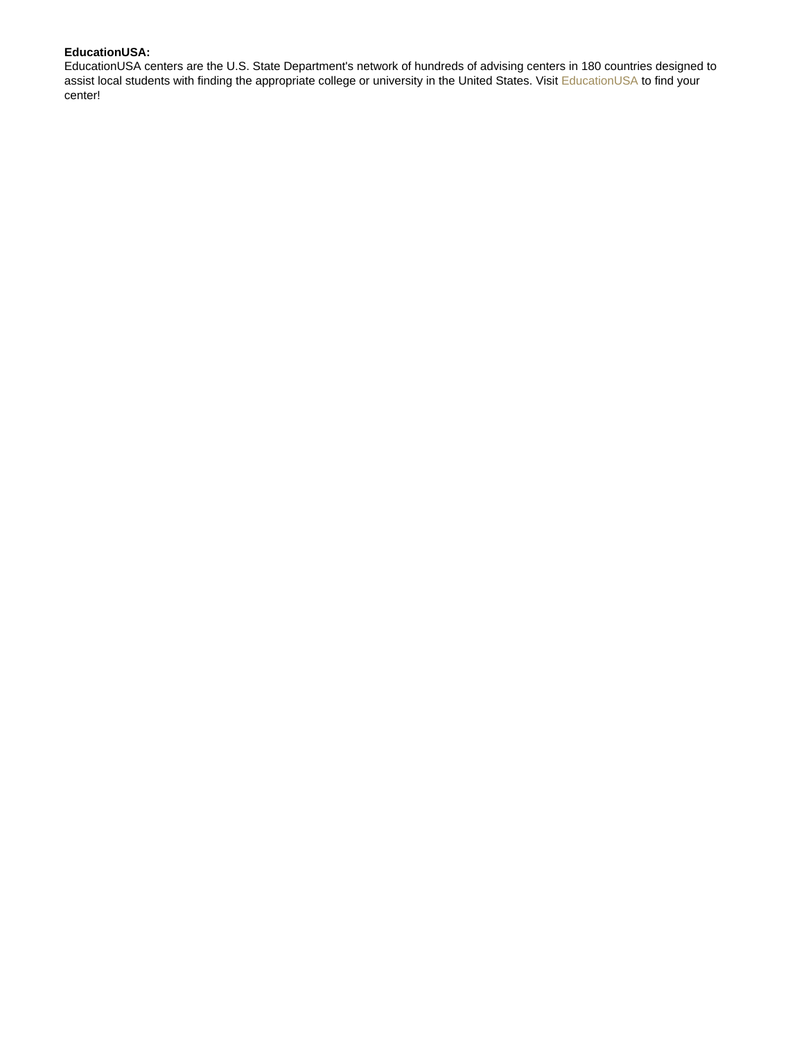**EducationUSA:**
EducationUSA centers are the U.S. State Department's network of hundreds of advising centers in 180 countries designed to assist local students with finding the appropriate college or university in the United States. Visit EducationUSA to find your center!